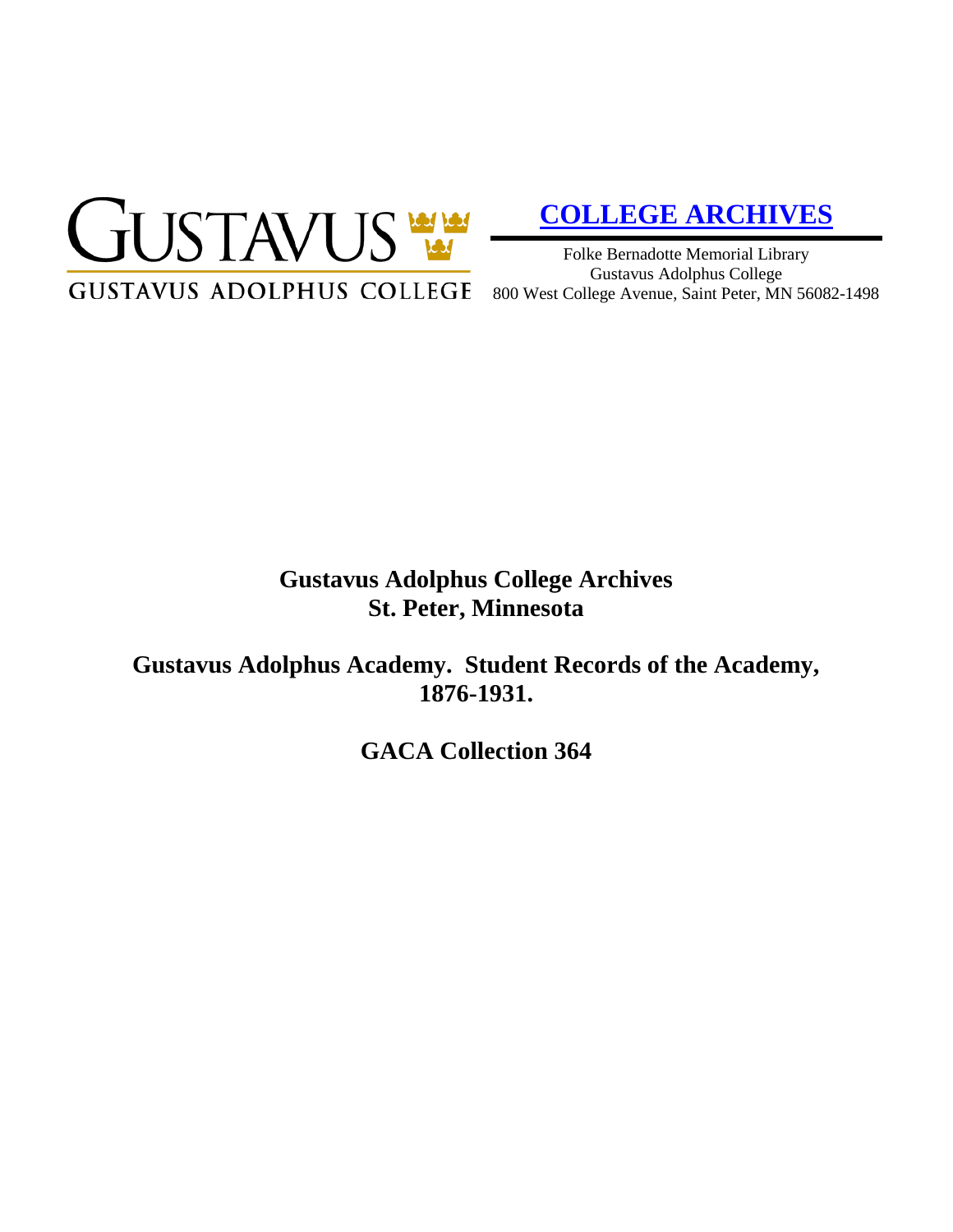GUSTAVUS

GUSTAVUS ADOLPHUS COLLEGE

**COLLEGE ARCHIVES**

Folke Bernadotte Memorial Library
Gustavus Adolphus College
800 West College Avenue, Saint Peter, MN 56082-1498

# Gustavus Adolphus College Archives
# St. Peter, Minnesota

## Gustavus Adolphus Academy. Student Records of the Academy, 1876-1931.

## GACA Collection 364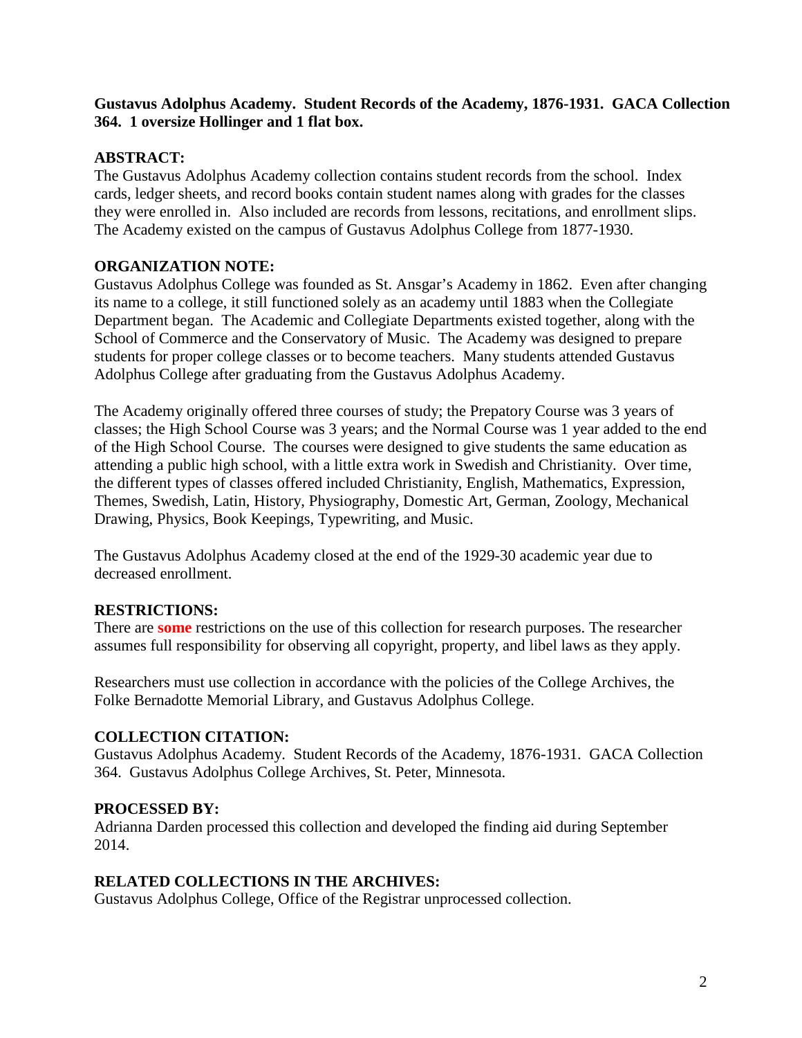**Gustavus Adolphus Academy. Student Records of the Academy, 1876-1931. GACA Collection 364. 1 oversize Hollinger and 1 flat box.**

## ABSTRACT:

The Gustavus Adolphus Academy collection contains student records from the school. Index cards, ledger sheets, and record books contain student names along with grades for the classes they were enrolled in. Also included are records from lessons, recitations, and enrollment slips. The Academy existed on the campus of Gustavus Adolphus College from 1877-1930.

## ORGANIZATION NOTE:

Gustavus Adolphus College was founded as St. Ansgar's Academy in 1862. Even after changing its name to a college, it still functioned solely as an academy until 1883 when the Collegiate Department began. The Academic and Collegiate Departments existed together, along with the School of Commerce and the Conservatory of Music. The Academy was designed to prepare students for proper college classes or to become teachers. Many students attended Gustavus Adolphus College after graduating from the Gustavus Adolphus Academy.

The Academy originally offered three courses of study; the Prepatory Course was 3 years of classes; the High School Course was 3 years; and the Normal Course was 1 year added to the end of the High School Course. The courses were designed to give students the same education as attending a public high school, with a little extra work in Swedish and Christianity. Over time, the different types of classes offered included Christianity, English, Mathematics, Expression, Themes, Swedish, Latin, History, Physiography, Domestic Art, German, Zoology, Mechanical Drawing, Physics, Book Keepings, Typewriting, and Music.

The Gustavus Adolphus Academy closed at the end of the 1929-30 academic year due to decreased enrollment.

## RESTRICTIONS:

There are **some** restrictions on the use of this collection for research purposes. The researcher assumes full responsibility for observing all copyright, property, and libel laws as they apply.

Researchers must use collection in accordance with the policies of the College Archives, the Folke Bernadotte Memorial Library, and Gustavus Adolphus College.

## COLLECTION CITATION:

Gustavus Adolphus Academy. Student Records of the Academy, 1876-1931. GACA Collection 364. Gustavus Adolphus College Archives, St. Peter, Minnesota.

## PROCESSED BY:

Adrianna Darden processed this collection and developed the finding aid during September 2014.

## RELATED COLLECTIONS IN THE ARCHIVES:

Gustavus Adolphus College, Office of the Registrar unprocessed collection.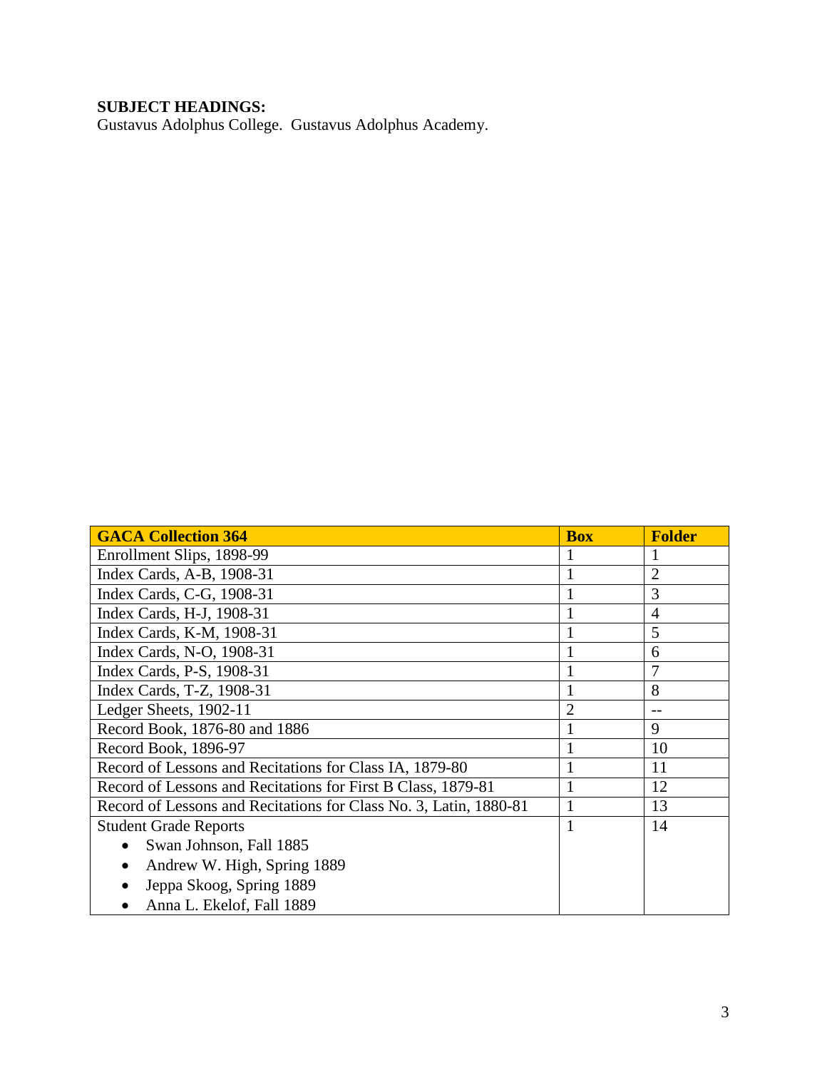**SUBJECT HEADINGS:**
Gustavus Adolphus College. Gustavus Adolphus Academy.

| GACA Collection 364 | Box | Folder |
|---|---|---|
| Enrollment Slips, 1898-99 | 1 | 1 |
| Index Cards, A-B, 1908-31 | 1 | 2 |
| Index Cards, C-G, 1908-31 | 1 | 3 |
| Index Cards, H-J, 1908-31 | 1 | 4 |
| Index Cards, K-M, 1908-31 | 1 | 5 |
| Index Cards, N-O, 1908-31 | 1 | 6 |
| Index Cards, P-S, 1908-31 | 1 | 7 |
| Index Cards, T-Z, 1908-31 | 1 | 8 |
| Ledger Sheets, 1902-11 | 2 | -- |
| Record Book, 1876-80 and 1886 | 1 | 9 |
| Record Book, 1896-97 | 1 | 10 |
| Record of Lessons and Recitations for Class IA, 1879-80 | 1 | 11 |
| Record of Lessons and Recitations for First B Class, 1879-81 | 1 | 12 |
| Record of Lessons and Recitations for Class No. 3, Latin, 1880-81 | 1 | 13 |
| Student Grade Reports<br>• Swan Johnson, Fall 1885<br>• Andrew W. High, Spring 1889<br>• Jeppa Skoog, Spring 1889<br>• Anna L. Ekelof, Fall 1889 | 1 | 14 |